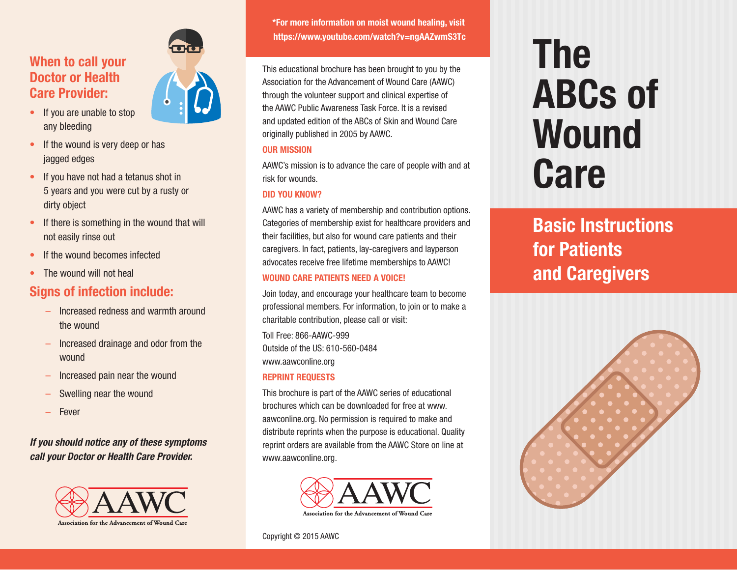# The ABCs of Wound Care

## Basic Instructions for Patients and Caregivers

## When to call your Doctor or Health Care Provider:

- If you are unable to stop any bleeding
- If the wound is very deep or has jagged edges
- If you have not had a tetanus shot in 5 years and you were cut by a rusty or dirty object
- If there is something in the wound that will not easily rinse out
- If the wound becomes infected
- The wound will not heal

## Signs of infection include:

- Increased redness and warmth around the wound
- Increased drainage and odor from the wound
- Increased pain near the wound
- Swelling near the wound
- Fever

***If you should notice any of these symptoms call your Doctor or Health Care Provider.***

AAWC
Association for the Advancement of Wound Care

**\*For more information on moist wound healing, visit https://www.youtube.com/watch?v=ngAAZwmS3Tc**

This educational brochure has been brought to you by the Association for the Advancement of Wound Care (AAWC) through the volunteer support and clinical expertise of the AAWC Public Awareness Task Force. It is a revised and updated edition of the ABCs of Skin and Wound Care originally published in 2005 by AAWC.

### OUR MISSION

AAWC's mission is to advance the care of people with and at risk for wounds.

### DID YOU KNOW?

AAWC has a variety of membership and contribution options. Categories of membership exist for healthcare providers and their facilities, but also for wound care patients and their caregivers. In fact, patients, lay-caregivers and layperson advocates receive free lifetime memberships to AAWC!

### WOUND CARE PATIENTS NEED A VOICE!

Join today, and encourage your healthcare team to become professional members. For information, to join or to make a charitable contribution, please call or visit:

Toll Free: 866-AAWC-999
Outside of the US: 610-560-0484
www.aawconline.org

### REPRINT REQUESTS

This brochure is part of the AAWC series of educational brochures which can be downloaded for free at www.aawconline.org. No permission is required to make and distribute reprints when the purpose is educational. Quality reprint orders are available from the AAWC Store on line at www.aawconline.org.

AAWC
Association for the Advancement of Wound Care

Copyright © 2015 AAWC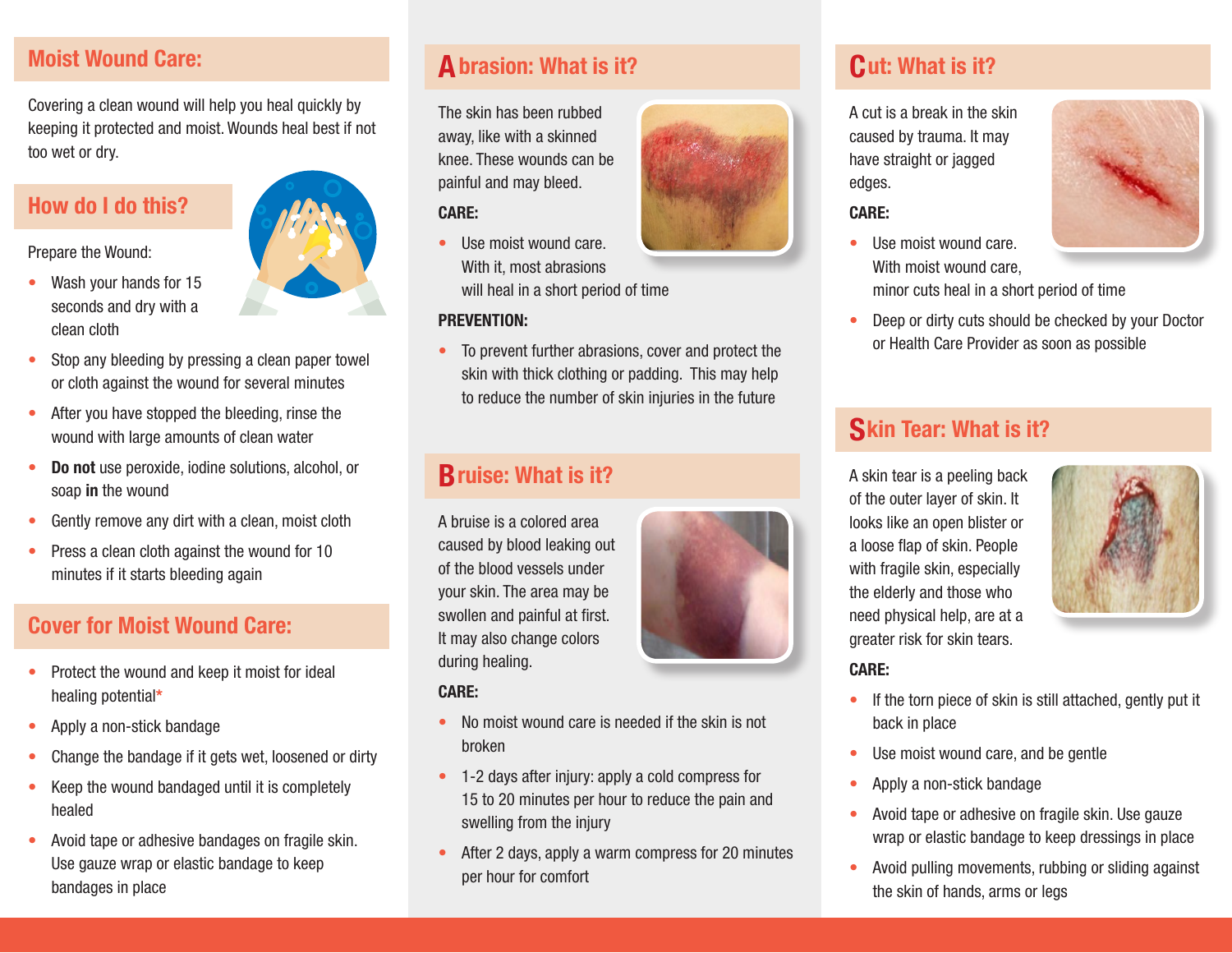## Moist Wound Care:

Covering a clean wound will help you heal quickly by keeping it protected and moist. Wounds heal best if not too wet or dry.

### How do I do this?

Prepare the Wound:

- Wash your hands for 15 seconds and dry with a clean cloth
- Stop any bleeding by pressing a clean paper towel or cloth against the wound for several minutes
- After you have stopped the bleeding, rinse the wound with large amounts of clean water
- **Do not** use peroxide, iodine solutions, alcohol, or soap **in** the wound
- Gently remove any dirt with a clean, moist cloth
- Press a clean cloth against the wound for 10 minutes if it starts bleeding again

## Cover for Moist Wound Care:

- Protect the wound and keep it moist for ideal healing potential*
- Apply a non-stick bandage
- Change the bandage if it gets wet, loosened or dirty
- Keep the wound bandaged until it is completely healed
- Avoid tape or adhesive bandages on fragile skin. Use gauze wrap or elastic bandage to keep bandages in place

## Abrasion: What is it?

The skin has been rubbed away, like with a skinned knee. These wounds can be painful and may bleed.

**CARE:**

- Use moist wound care. With it, most abrasions will heal in a short period of time

**PREVENTION:**

- To prevent further abrasions, cover and protect the skin with thick clothing or padding. This may help to reduce the number of skin injuries in the future

## Bruise: What is it?

A bruise is a colored area caused by blood leaking out of the blood vessels under your skin. The area may be swollen and painful at first. It may also change colors during healing.

**CARE:**

- No moist wound care is needed if the skin is not broken
- 1-2 days after injury: apply a cold compress for 15 to 20 minutes per hour to reduce the pain and swelling from the injury
- After 2 days, apply a warm compress for 20 minutes per hour for comfort

## Cut: What is it?

A cut is a break in the skin caused by trauma. It may have straight or jagged edges.

**CARE:**

- Use moist wound care. With moist wound care, minor cuts heal in a short period of time
- Deep or dirty cuts should be checked by your Doctor or Health Care Provider as soon as possible

## Skin Tear: What is it?

A skin tear is a peeling back of the outer layer of skin. It looks like an open blister or a loose flap of skin. People with fragile skin, especially the elderly and those who need physical help, are at a greater risk for skin tears.

**CARE:**

- If the torn piece of skin is still attached, gently put it back in place
- Use moist wound care, and be gentle
- Apply a non-stick bandage
- Avoid tape or adhesive on fragile skin. Use gauze wrap or elastic bandage to keep dressings in place
- Avoid pulling movements, rubbing or sliding against the skin of hands, arms or legs